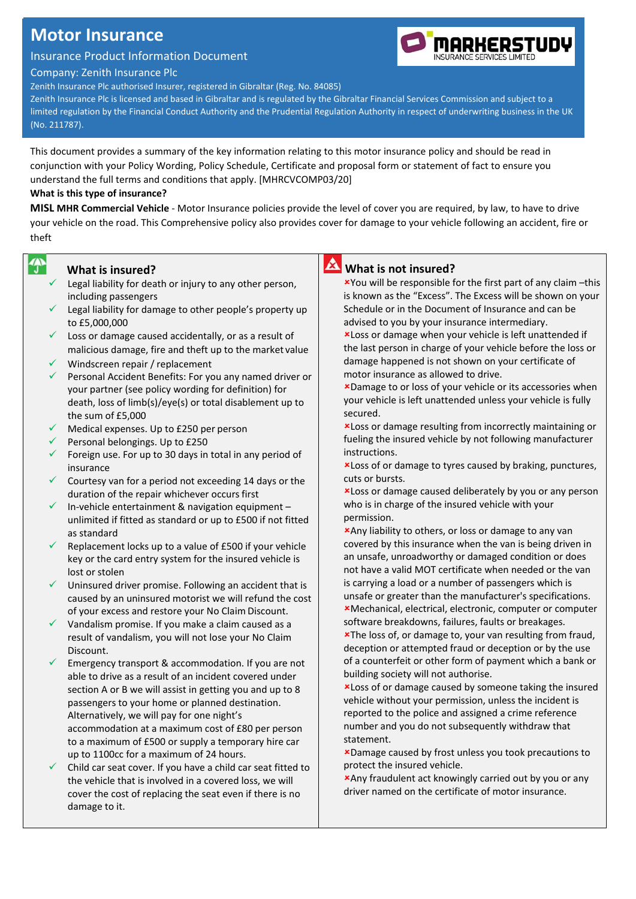# Motor Insurance

Insurance Product Information Document

Company: Zenith Insurance Plc

Zenith Insurance Plc authorised Insurer, registered in Gibraltar (Reg. No. 84085)

Zenith Insurance Plc is licensed and based in Gibraltar and is regulated by the Gibraltar Financial Services Commission and subject to a limited regulation by the Financial Conduct Authority and the Prudential Regulation Authority in respect of underwriting business in the UK (No. 211787).

MARKERSTUDY INSURANCE SERVICES LIMITED

This document provides a summary of the key information relating to this motor insurance policy and should be read in conjunction with your Policy Wording, Policy Schedule, Certificate and proposal form or statement of fact to ensure you understand the full terms and conditions that apply. [MHRCVCOMP03/20]

**What is this type of insurance?**

**MISL MHR Commercial Vehicle** - Motor Insurance policies provide the level of cover you are required, by law, to have to drive your vehicle on the road. This Comprehensive policy also provides cover for damage to your vehicle following an accident, fire or theft

## What is insured?

- ✓ Legal liability for death or injury to any other person, including passengers
- ✓ Legal liability for damage to other people's property up to £5,000,000
- ✓ Loss or damage caused accidentally, or as a result of malicious damage, fire and theft up to the market value
- ✓ Windscreen repair / replacement
- ✓ Personal Accident Benefits: For you any named driver or your partner (see policy wording for definition) for death, loss of limb(s)/eye(s) or total disablement up to the sum of £5,000
- ✓ Medical expenses. Up to £250 per person
- ✓ Personal belongings. Up to £250
- ✓ Foreign use. For up to 30 days in total in any period of insurance
- ✓ Courtesy van for a period not exceeding 14 days or the duration of the repair whichever occurs first
- ✓ In-vehicle entertainment & navigation equipment – unlimited if fitted as standard or up to £500 if not fitted as standard
- ✓ Replacement locks up to a value of £500 if your vehicle key or the card entry system for the insured vehicle is lost or stolen
- ✓ Uninsured driver promise. Following an accident that is caused by an uninsured motorist we will refund the cost of your excess and restore your No Claim Discount.
- ✓ Vandalism promise. If you make a claim caused as a result of vandalism, you will not lose your No Claim Discount.
- ✓ Emergency transport & accommodation. If you are not able to drive as a result of an incident covered under section A or B we will assist in getting you and up to 8 passengers to your home or planned destination. Alternatively, we will pay for one night's accommodation at a maximum cost of £80 per person to a maximum of £500 or supply a temporary hire car up to 1100cc for a maximum of 24 hours.
- ✓ Child car seat cover. If you have a child car seat fitted to the vehicle that is involved in a covered loss, we will cover the cost of replacing the seat even if there is no damage to it.

## What is not insured?

- ✗ You will be responsible for the first part of any claim –this is known as the "Excess". The Excess will be shown on your Schedule or in the Document of Insurance and can be advised to you by your insurance intermediary.
- ✗ Loss or damage when your vehicle is left unattended if the last person in charge of your vehicle before the loss or damage happened is not shown on your certificate of motor insurance as allowed to drive.
- ✗ Damage to or loss of your vehicle or its accessories when your vehicle is left unattended unless your vehicle is fully secured.
- ✗ Loss or damage resulting from incorrectly maintaining or fueling the insured vehicle by not following manufacturer instructions.
- ✗ Loss of or damage to tyres caused by braking, punctures, cuts or bursts.
- ✗ Loss or damage caused deliberately by you or any person who is in charge of the insured vehicle with your permission.
- ✗ Any liability to others, or loss or damage to any van covered by this insurance when the van is being driven in an unsafe, unroadworthy or damaged condition or does not have a valid MOT certificate when needed or the van is carrying a load or a number of passengers which is unsafe or greater than the manufacturer's specifications.
- ✗ Mechanical, electrical, electronic, computer or computer software breakdowns, failures, faults or breakages.
- ✗ The loss of, or damage to, your van resulting from fraud, deception or attempted fraud or deception or by the use of a counterfeit or other form of payment which a bank or building society will not authorise.
- ✗ Loss or damage caused by someone taking the insured vehicle without your permission, unless the incident is reported to the police and assigned a crime reference number and you do not subsequently withdraw that statement.
- ✗ Damage caused by frost unless you took precautions to protect the insured vehicle.
- ✗ Any fraudulent act knowingly carried out by you or any driver named on the certificate of motor insurance.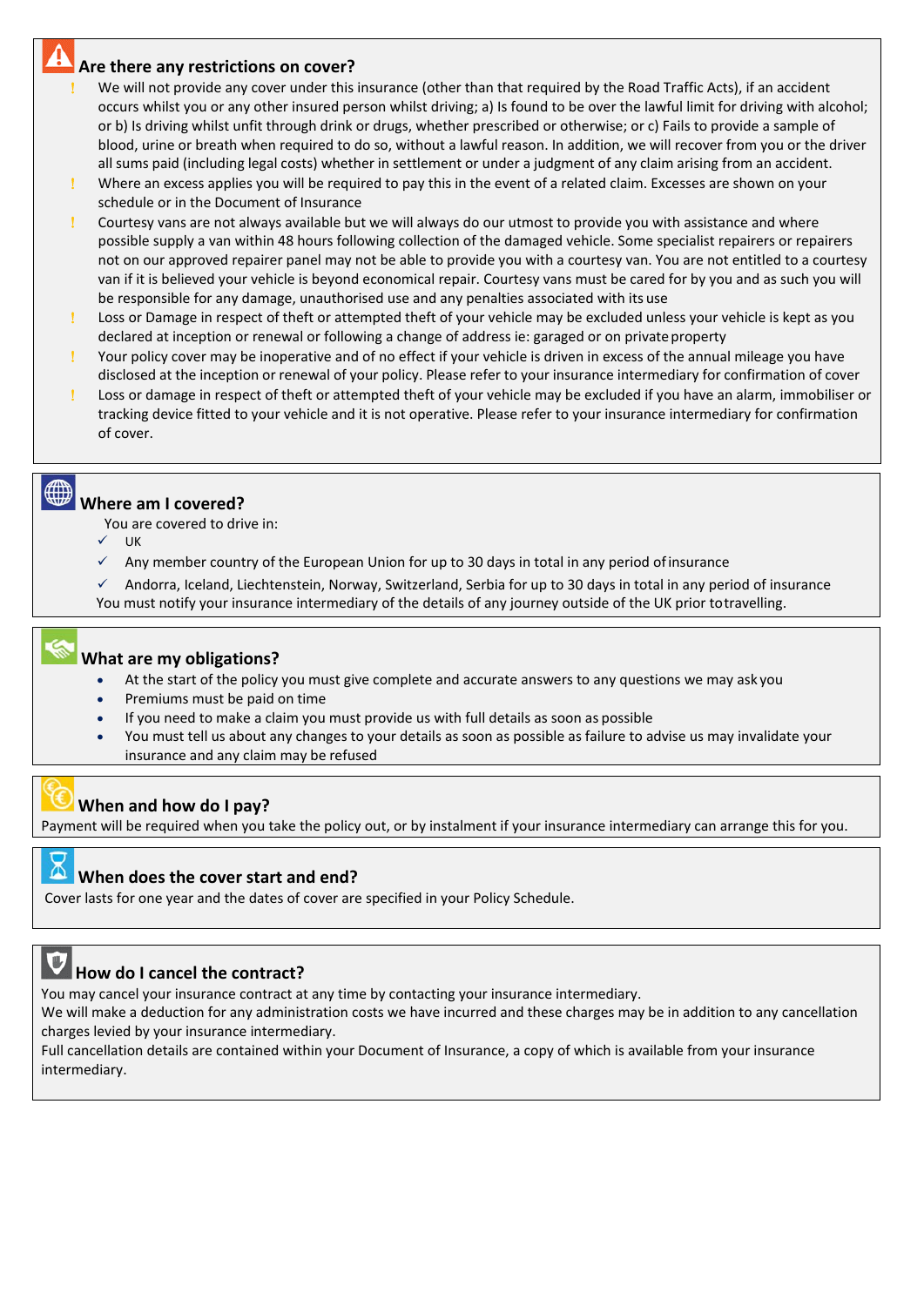## Are there any restrictions on cover?

- ! We will not provide any cover under this insurance (other than that required by the Road Traffic Acts), if an accident occurs whilst you or any other insured person whilst driving; a) Is found to be over the lawful limit for driving with alcohol; or b) Is driving whilst unfit through drink or drugs, whether prescribed or otherwise; or c) Fails to provide a sample of blood, urine or breath when required to do so, without a lawful reason. In addition, we will recover from you or the driver all sums paid (including legal costs) whether in settlement or under a judgment of any claim arising from an accident.
- ! Where an excess applies you will be required to pay this in the event of a related claim. Excesses are shown on your schedule or in the Document of Insurance
- ! Courtesy vans are not always available but we will always do our utmost to provide you with assistance and where possible supply a van within 48 hours following collection of the damaged vehicle. Some specialist repairers or repairers not on our approved repairer panel may not be able to provide you with a courtesy van. You are not entitled to a courtesy van if it is believed your vehicle is beyond economical repair. Courtesy vans must be cared for by you and as such you will be responsible for any damage, unauthorised use and any penalties associated with its use
- ! Loss or Damage in respect of theft or attempted theft of your vehicle may be excluded unless your vehicle is kept as you declared at inception or renewal or following a change of address ie: garaged or on private property
- ! Your policy cover may be inoperative and of no effect if your vehicle is driven in excess of the annual mileage you have disclosed at the inception or renewal of your policy. Please refer to your insurance intermediary for confirmation of cover
- ! Loss or damage in respect of theft or attempted theft of your vehicle may be excluded if you have an alarm, immobiliser or tracking device fitted to your vehicle and it is not operative. Please refer to your insurance intermediary for confirmation of cover.

## Where am I covered?

You are covered to drive in:

- ✓ UK
- ✓ Any member country of the European Union for up to 30 days in total in any period of insurance
- ✓ Andorra, Iceland, Liechtenstein, Norway, Switzerland, Serbia for up to 30 days in total in any period of insurance

You must notify your insurance intermediary of the details of any journey outside of the UK prior to travelling.

## What are my obligations?

- At the start of the policy you must give complete and accurate answers to any questions we may ask you
- Premiums must be paid on time
- If you need to make a claim you must provide us with full details as soon as possible
- You must tell us about any changes to your details as soon as possible as failure to advise us may invalidate your insurance and any claim may be refused

## When and how do I pay?

Payment will be required when you take the policy out, or by instalment if your insurance intermediary can arrange this for you.

## When does the cover start and end?

Cover lasts for one year and the dates of cover are specified in your Policy Schedule.

## How do I cancel the contract?

You may cancel your insurance contract at any time by contacting your insurance intermediary.
We will make a deduction for any administration costs we have incurred and these charges may be in addition to any cancellation charges levied by your insurance intermediary.
Full cancellation details are contained within your Document of Insurance, a copy of which is available from your insurance intermediary.